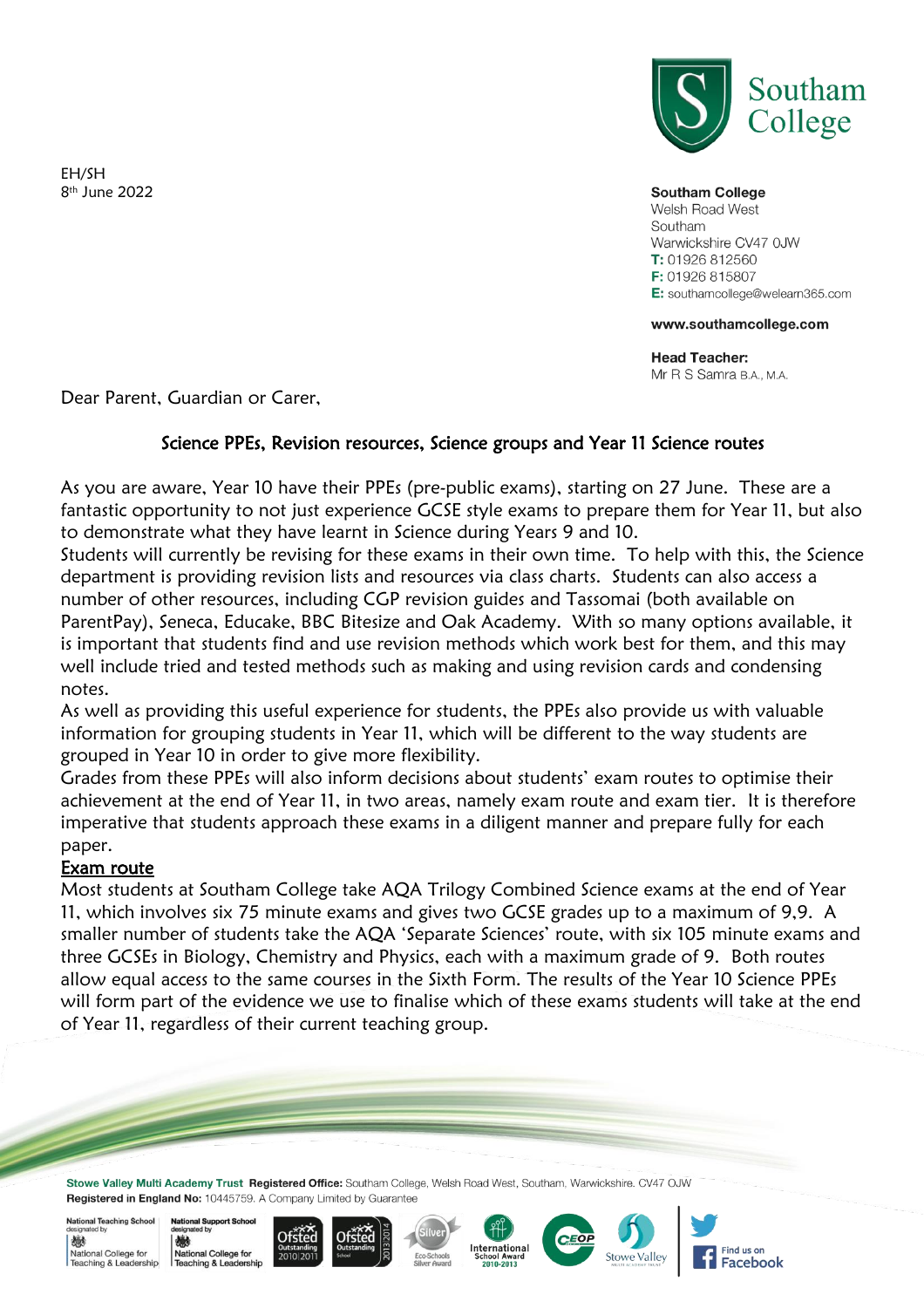EH/SH
8th June 2022

**Southam College**
Welsh Road West
Southam
Warwickshire CV47 0JW
**T:** 01926 812560
**F:** 01926 815807
**E:** southamcollege@welearn365.com

**www.southamcollege.com**

**Head Teacher:**
Mr R S Samra B.A., M.A.

Dear Parent, Guardian or Carer,

## Science PPEs, Revision resources, Science groups and Year 11 Science routes

As you are aware, Year 10 have their PPEs (pre-public exams), starting on 27 June. These are a fantastic opportunity to not just experience GCSE style exams to prepare them for Year 11, but also to demonstrate what they have learnt in Science during Years 9 and 10.

Students will currently be revising for these exams in their own time. To help with this, the Science department is providing revision lists and resources via class charts. Students can also access a number of other resources, including CGP revision guides and Tassomai (both available on ParentPay), Seneca, Educake, BBC Bitesize and Oak Academy. With so many options available, it is important that students find and use revision methods which work best for them, and this may well include tried and tested methods such as making and using revision cards and condensing notes.

As well as providing this useful experience for students, the PPEs also provide us with valuable information for grouping students in Year 11, which will be different to the way students are grouped in Year 10 in order to give more flexibility.

Grades from these PPEs will also inform decisions about students' exam routes to optimise their achievement at the end of Year 11, in two areas, namely exam route and exam tier. It is therefore imperative that students approach these exams in a diligent manner and prepare fully for each paper.

<u>Exam route</u>

Most students at Southam College take AQA Trilogy Combined Science exams at the end of Year 11, which involves six 75 minute exams and gives two GCSE grades up to a maximum of 9,9. A smaller number of students take the AQA 'Separate Sciences' route, with six 105 minute exams and three GCSEs in Biology, Chemistry and Physics, each with a maximum grade of 9. Both routes allow equal access to the same courses in the Sixth Form. The results of the Year 10 Science PPEs will form part of the evidence we use to finalise which of these exams students will take at the end of Year 11, regardless of their current teaching group.

**Stowe Valley Multi Academy Trust Registered Office:** Southam College, Welsh Road West, Southam, Warwickshire. CV47 0JW
**Registered in England No:** 10445759. A Company Limited by Guarantee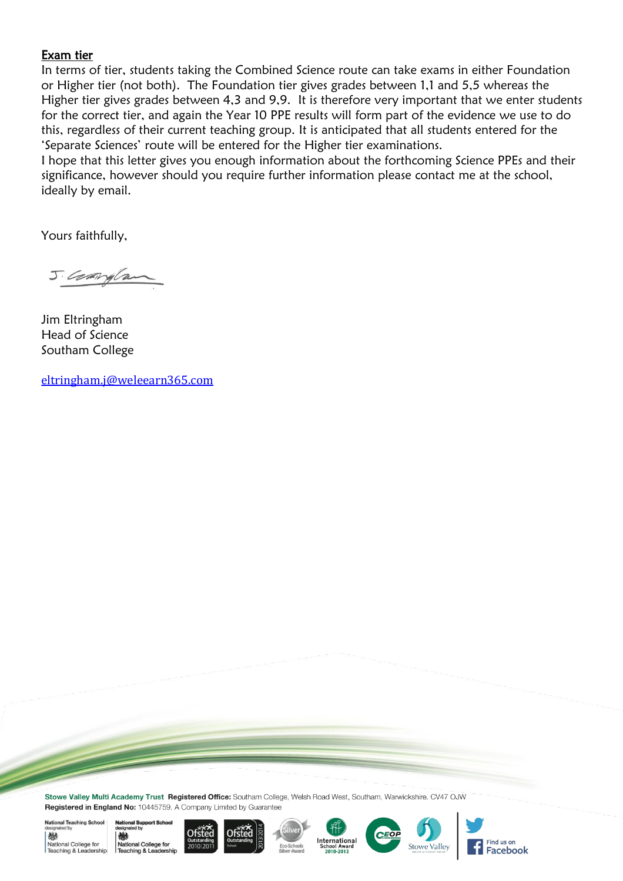**Exam tier**

In terms of tier, students taking the Combined Science route can take exams in either Foundation or Higher tier (not both). The Foundation tier gives grades between 1,1 and 5,5 whereas the Higher tier gives grades between 4,3 and 9,9. It is therefore very important that we enter students for the correct tier, and again the Year 10 PPE results will form part of the evidence we use to do this, regardless of their current teaching group. It is anticipated that all students entered for the 'Separate Sciences' route will be entered for the Higher tier examinations.

I hope that this letter gives you enough information about the forthcoming Science PPEs and their significance, however should you require further information please contact me at the school, ideally by email.

Yours faithfully,

Jim Eltringham
Head of Science
Southam College

eltringham.j@weleearn365.com

**Stowe Valley Multi Academy Trust** **Registered Office:** Southam College, Welsh Road West, Southam, Warwickshire. CV47 0JW
**Registered in England No:** 10445759. A Company Limited by Guarantee